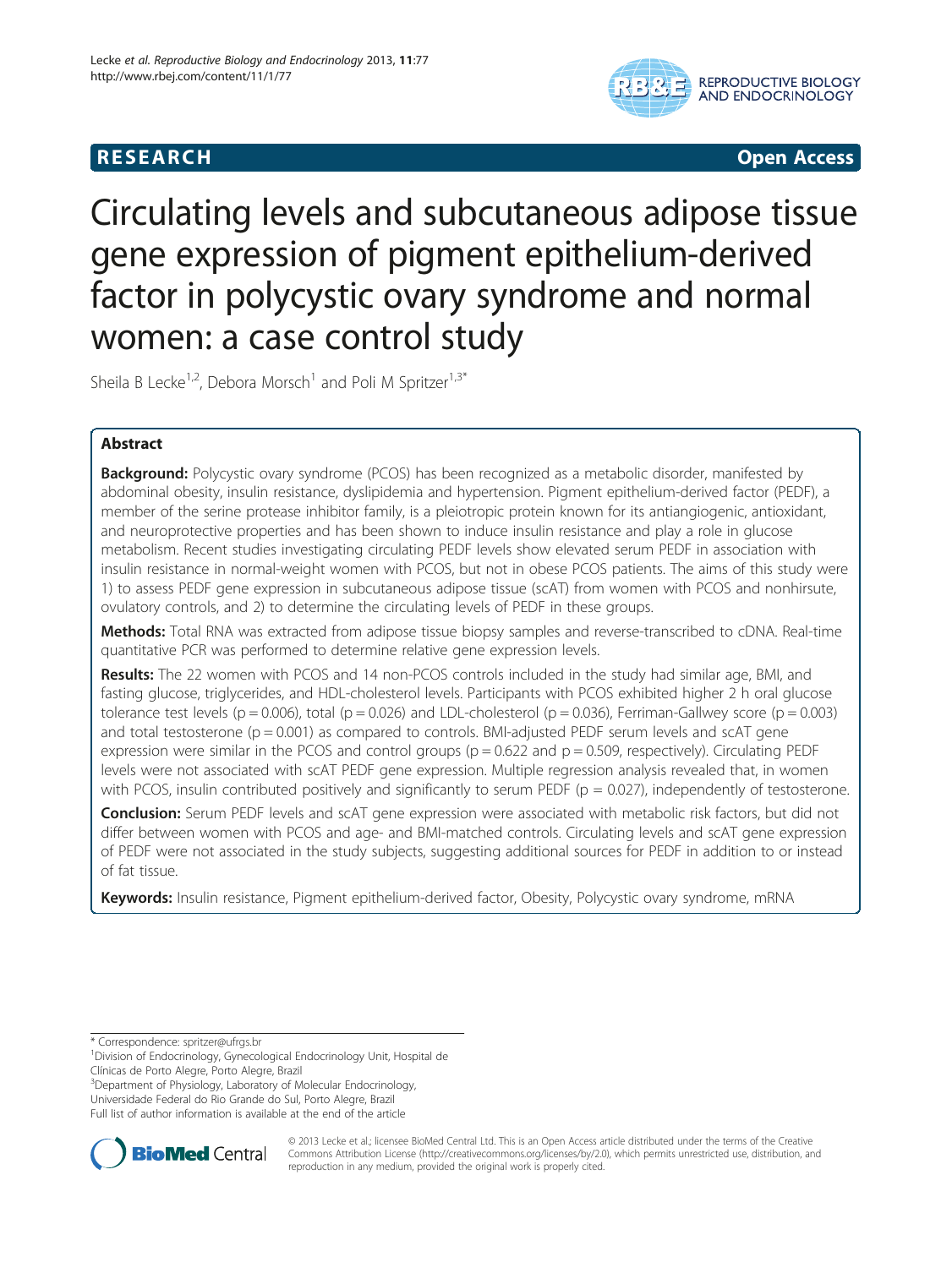**RESEARCH** **Open Access**

# Circulating levels and subcutaneous adipose tissue gene expression of pigment epithelium-derived factor in polycystic ovary syndrome and normal women: a case control study

Sheila B Lecke[1,2], Debora Morsch[1] and Poli M Spritzer[1,3*]

## Abstract

**Background:** Polycystic ovary syndrome (PCOS) has been recognized as a metabolic disorder, manifested by abdominal obesity, insulin resistance, dyslipidemia and hypertension. Pigment epithelium-derived factor (PEDF), a member of the serine protease inhibitor family, is a pleiotropic protein known for its antiangiogenic, antioxidant, and neuroprotective properties and has been shown to induce insulin resistance and play a role in glucose metabolism. Recent studies investigating circulating PEDF levels show elevated serum PEDF in association with insulin resistance in normal-weight women with PCOS, but not in obese PCOS patients. The aims of this study were 1) to assess PEDF gene expression in subcutaneous adipose tissue (scAT) from women with PCOS and nonhirsute, ovulatory controls, and 2) to determine the circulating levels of PEDF in these groups.

**Methods:** Total RNA was extracted from adipose tissue biopsy samples and reverse-transcribed to cDNA. Real-time quantitative PCR was performed to determine relative gene expression levels.

**Results:** The 22 women with PCOS and 14 non-PCOS controls included in the study had similar age, BMI, and fasting glucose, triglycerides, and HDL-cholesterol levels. Participants with PCOS exhibited higher 2 h oral glucose tolerance test levels ($p = 0.006$), total ($p = 0.026$) and LDL-cholesterol ($p = 0.036$), Ferriman-Gallwey score ($p = 0.003$) and total testosterone ($p = 0.001$) as compared to controls. BMI-adjusted PEDF serum levels and scAT gene expression were similar in the PCOS and control groups ($p = 0.622$ and $p = 0.509$, respectively). Circulating PEDF levels were not associated with scAT PEDF gene expression. Multiple regression analysis revealed that, in women with PCOS, insulin contributed positively and significantly to serum PEDF ($p = 0.027$), independently of testosterone.

**Conclusion:** Serum PEDF levels and scAT gene expression were associated with metabolic risk factors, but did not differ between women with PCOS and age- and BMI-matched controls. Circulating levels and scAT gene expression of PEDF were not associated in the study subjects, suggesting additional sources for PEDF in addition to or instead of fat tissue.

**Keywords:** Insulin resistance, Pigment epithelium-derived factor, Obesity, Polycystic ovary syndrome, mRNA

---

\* Correspondence: spritzer@ufrgs.br

[1]Division of Endocrinology, Gynecological Endocrinology Unit, Hospital de Clínicas de Porto Alegre, Porto Alegre, Brazil

[3]Department of Physiology, Laboratory of Molecular Endocrinology, Universidade Federal do Rio Grande do Sul, Porto Alegre, Brazil

Full list of author information is available at the end of the article

© 2013 Lecke et al.; licensee BioMed Central Ltd. This is an Open Access article distributed under the terms of the Creative Commons Attribution License (http://creativecommons.org/licenses/by/2.0), which permits unrestricted use, distribution, and reproduction in any medium, provided the original work is properly cited.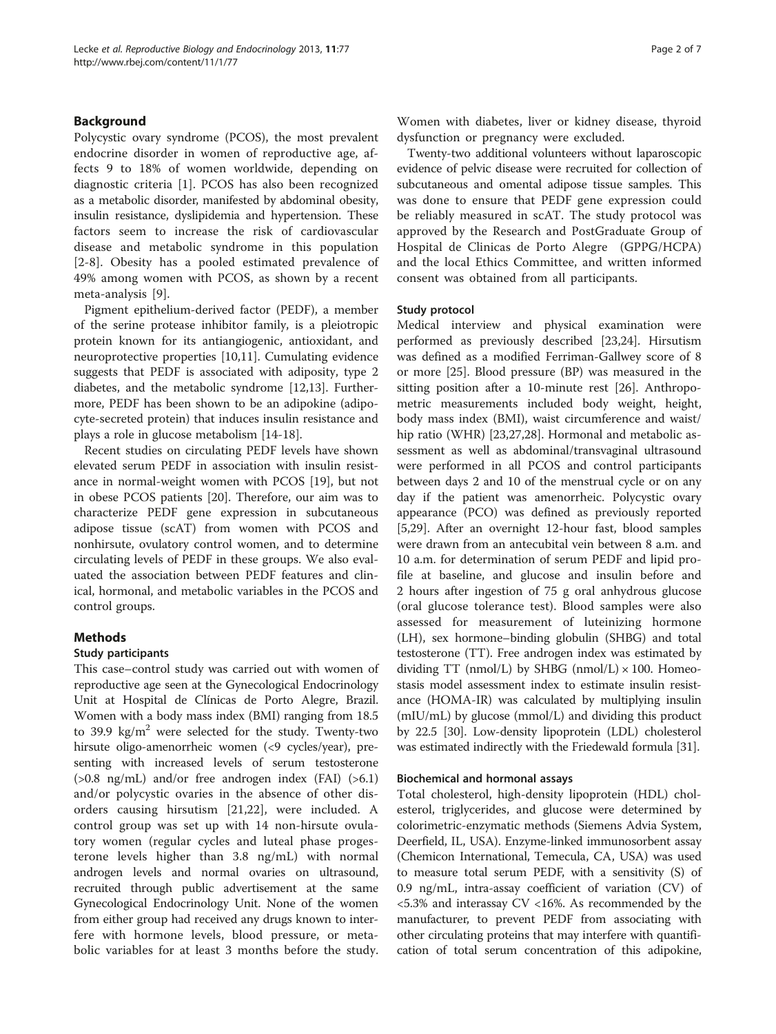## Background

Polycystic ovary syndrome (PCOS), the most prevalent endocrine disorder in women of reproductive age, affects 9 to 18% of women worldwide, depending on diagnostic criteria [1]. PCOS has also been recognized as a metabolic disorder, manifested by abdominal obesity, insulin resistance, dyslipidemia and hypertension. These factors seem to increase the risk of cardiovascular disease and metabolic syndrome in this population [2-8]. Obesity has a pooled estimated prevalence of 49% among women with PCOS, as shown by a recent meta-analysis [9].

Pigment epithelium-derived factor (PEDF), a member of the serine protease inhibitor family, is a pleiotropic protein known for its antiangiogenic, antioxidant, and neuroprotective properties [10,11]. Cumulating evidence suggests that PEDF is associated with adiposity, type 2 diabetes, and the metabolic syndrome [12,13]. Furthermore, PEDF has been shown to be an adipokine (adipocyte-secreted protein) that induces insulin resistance and plays a role in glucose metabolism [14-18].

Recent studies on circulating PEDF levels have shown elevated serum PEDF in association with insulin resistance in normal-weight women with PCOS [19], but not in obese PCOS patients [20]. Therefore, our aim was to characterize PEDF gene expression in subcutaneous adipose tissue (scAT) from women with PCOS and nonhirsute, ovulatory control women, and to determine circulating levels of PEDF in these groups. We also evaluated the association between PEDF features and clinical, hormonal, and metabolic variables in the PCOS and control groups.

## Methods

### Study participants

This case–control study was carried out with women of reproductive age seen at the Gynecological Endocrinology Unit at Hospital de Clínicas de Porto Alegre, Brazil. Women with a body mass index (BMI) ranging from 18.5 to 39.9 kg/m$^2$ were selected for the study. Twenty-two hirsute oligo-amenorrheic women (<9 cycles/year), presenting with increased levels of serum testosterone (>0.8 ng/mL) and/or free androgen index (FAI) (>6.1) and/or polycystic ovaries in the absence of other disorders causing hirsutism [21,22], were included. A control group was set up with 14 non-hirsute ovulatory women (regular cycles and luteal phase progesterone levels higher than 3.8 ng/mL) with normal androgen levels and normal ovaries on ultrasound, recruited through public advertisement at the same Gynecological Endocrinology Unit. None of the women from either group had received any drugs known to interfere with hormone levels, blood pressure, or metabolic variables for at least 3 months before the study. Women with diabetes, liver or kidney disease, thyroid dysfunction or pregnancy were excluded.

Twenty-two additional volunteers without laparoscopic evidence of pelvic disease were recruited for collection of subcutaneous and omental adipose tissue samples. This was done to ensure that PEDF gene expression could be reliably measured in scAT. The study protocol was approved by the Research and PostGraduate Group of Hospital de Clinicas de Porto Alegre (GPPG/HCPA) and the local Ethics Committee, and written informed consent was obtained from all participants.

### Study protocol

Medical interview and physical examination were performed as previously described [23,24]. Hirsutism was defined as a modified Ferriman-Gallwey score of 8 or more [25]. Blood pressure (BP) was measured in the sitting position after a 10-minute rest [26]. Anthropometric measurements included body weight, height, body mass index (BMI), waist circumference and waist/hip ratio (WHR) [23,27,28]. Hormonal and metabolic assessment as well as abdominal/transvaginal ultrasound were performed in all PCOS and control participants between days 2 and 10 of the menstrual cycle or on any day if the patient was amenorrheic. Polycystic ovary appearance (PCO) was defined as previously reported [5,29]. After an overnight 12-hour fast, blood samples were drawn from an antecubital vein between 8 a.m. and 10 a.m. for determination of serum PEDF and lipid profile at baseline, and glucose and insulin before and 2 hours after ingestion of 75 g oral anhydrous glucose (oral glucose tolerance test). Blood samples were also assessed for measurement of luteinizing hormone (LH), sex hormone–binding globulin (SHBG) and total testosterone (TT). Free androgen index was estimated by dividing TT (nmol/L) by SHBG (nmol/L) × 100. Homeostasis model assessment index to estimate insulin resistance (HOMA-IR) was calculated by multiplying insulin (mIU/mL) by glucose (mmol/L) and dividing this product by 22.5 [30]. Low-density lipoprotein (LDL) cholesterol was estimated indirectly with the Friedewald formula [31].

### Biochemical and hormonal assays

Total cholesterol, high-density lipoprotein (HDL) cholesterol, triglycerides, and glucose were determined by colorimetric-enzymatic methods (Siemens Advia System, Deerfield, IL, USA). Enzyme-linked immunosorbent assay (Chemicon International, Temecula, CA, USA) was used to measure total serum PEDF, with a sensitivity (S) of 0.9 ng/mL, intra-assay coefficient of variation (CV) of <5.3% and interassay CV <16%. As recommended by the manufacturer, to prevent PEDF from associating with other circulating proteins that may interfere with quantification of total serum concentration of this adipokine,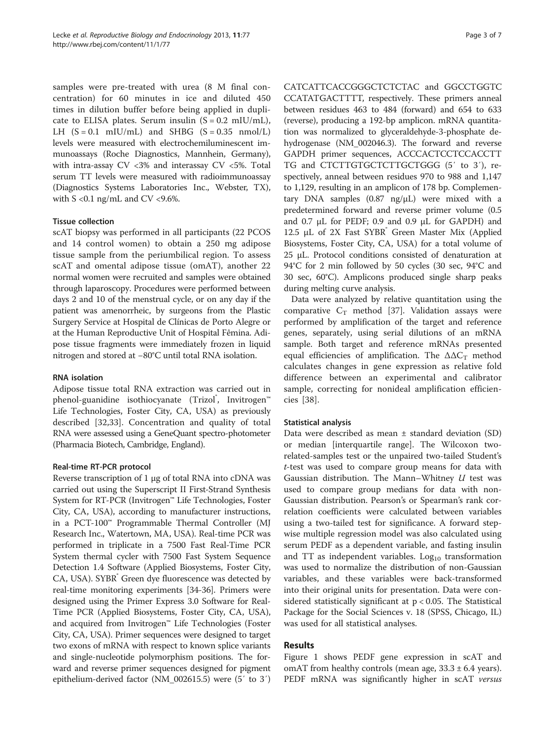samples were pre-treated with urea (8 M final concentration) for 60 minutes in ice and diluted 450 times in dilution buffer before being applied in duplicate to ELISA plates. Serum insulin (S = 0.2 mIU/mL), LH (S = 0.1 mIU/mL) and SHBG (S = 0.35 nmol/L) levels were measured with electrochemiluminescent immunoassays (Roche Diagnostics, Mannhein, Germany), with intra-assay CV <3% and interassay CV <5%. Total serum TT levels were measured with radioimmunoassay (Diagnostics Systems Laboratories Inc., Webster, TX), with S <0.1 ng/mL and CV <9.6%.

### Tissue collection

scAT biopsy was performed in all participants (22 PCOS and 14 control women) to obtain a 250 mg adipose tissue sample from the periumbilical region. To assess scAT and omental adipose tissue (omAT), another 22 normal women were recruited and samples were obtained through laparoscopy. Procedures were performed between days 2 and 10 of the menstrual cycle, or on any day if the patient was amenorrheic, by surgeons from the Plastic Surgery Service at Hospital de Clínicas de Porto Alegre or at the Human Reproductive Unit of Hospital Fêmina. Adipose tissue fragments were immediately frozen in liquid nitrogen and stored at −80°C until total RNA isolation.

### RNA isolation

Adipose tissue total RNA extraction was carried out in phenol-guanidine isothiocyanate (Trizol®, Invitrogen™ Life Technologies, Foster City, CA, USA) as previously described [32,33]. Concentration and quality of total RNA were assessed using a GeneQuant spectro-photometer (Pharmacia Biotech, Cambridge, England).

### Real-time RT-PCR protocol

Reverse transcription of 1 μg of total RNA into cDNA was carried out using the Superscript II First-Strand Synthesis System for RT-PCR (Invitrogen™ Life Technologies, Foster City, CA, USA), according to manufacturer instructions, in a PCT-100™ Programmable Thermal Controller (MJ Research Inc., Watertown, MA, USA). Real-time PCR was performed in triplicate in a 7500 Fast Real-Time PCR System thermal cycler with 7500 Fast System Sequence Detection 1.4 Software (Applied Biosystems, Foster City, CA, USA). SYBR® Green dye fluorescence was detected by real-time monitoring experiments [34-36]. Primers were designed using the Primer Express 3.0 Software for Real-Time PCR (Applied Biosystems, Foster City, CA, USA), and acquired from Invitrogen™ Life Technologies (Foster City, CA, USA). Primer sequences were designed to target two exons of mRNA with respect to known splice variants and single-nucleotide polymorphism positions. The forward and reverse primer sequences designed for pigment epithelium-derived factor (NM_002615.5) were (5′ to 3′) CATCATTCACCGGGCTCTCTAC and GGCCTGGTC CCATATGACTTTT, respectively. These primers anneal between residues 463 to 484 (forward) and 654 to 633 (reverse), producing a 192-bp amplicon. mRNA quantitation was normalized to glyceraldehyde-3-phosphate dehydrogenase (NM_002046.3). The forward and reverse GAPDH primer sequences, ACCCACTCCTCCACCTT TG and CTCTTGTGCTCTTGCTGGG (5′ to 3′), respectively, anneal between residues 970 to 988 and 1,147 to 1,129, resulting in an amplicon of 178 bp. Complementary DNA samples (0.87 ng/μL) were mixed with a predetermined forward and reverse primer volume (0.5 and 0.7 μL for PEDF; 0.9 and 0.9 μL for GAPDH) and 12.5 μL of 2X Fast SYBR® Green Master Mix (Applied Biosystems, Foster City, CA, USA) for a total volume of 25 μL. Protocol conditions consisted of denaturation at 94°C for 2 min followed by 50 cycles (30 sec, 94°C and 30 sec, 60°C). Amplicons produced single sharp peaks during melting curve analysis.

Data were analyzed by relative quantitation using the comparative $C_T$ method [37]. Validation assays were performed by amplification of the target and reference genes, separately, using serial dilutions of an mRNA sample. Both target and reference mRNAs presented equal efficiencies of amplification. The $\Delta\Delta C_T$ method calculates changes in gene expression as relative fold difference between an experimental and calibrator sample, correcting for nonideal amplification efficiencies [38].

### Statistical analysis

Data were described as mean ± standard deviation (SD) or median [interquartile range]. The Wilcoxon two-related-samples test or the unpaired two-tailed Student's *t*-test was used to compare group means for data with Gaussian distribution. The Mann–Whitney *U* test was used to compare group medians for data with non-Gaussian distribution. Pearson's or Spearman's rank correlation coefficients were calculated between variables using a two-tailed test for significance. A forward stepwise multiple regression model was also calculated using serum PEDF as a dependent variable, and fasting insulin and TT as independent variables. $Log_{10}$ transformation was used to normalize the distribution of non-Gaussian variables, and these variables were back-transformed into their original units for presentation. Data were considered statistically significant at $p < 0.05$. The Statistical Package for the Social Sciences v. 18 (SPSS, Chicago, IL) was used for all statistical analyses.

## Results

Figure 1 shows PEDF gene expression in scAT and omAT from healthy controls (mean age, 33.3 ± 6.4 years). PEDF mRNA was significantly higher in scAT *versus*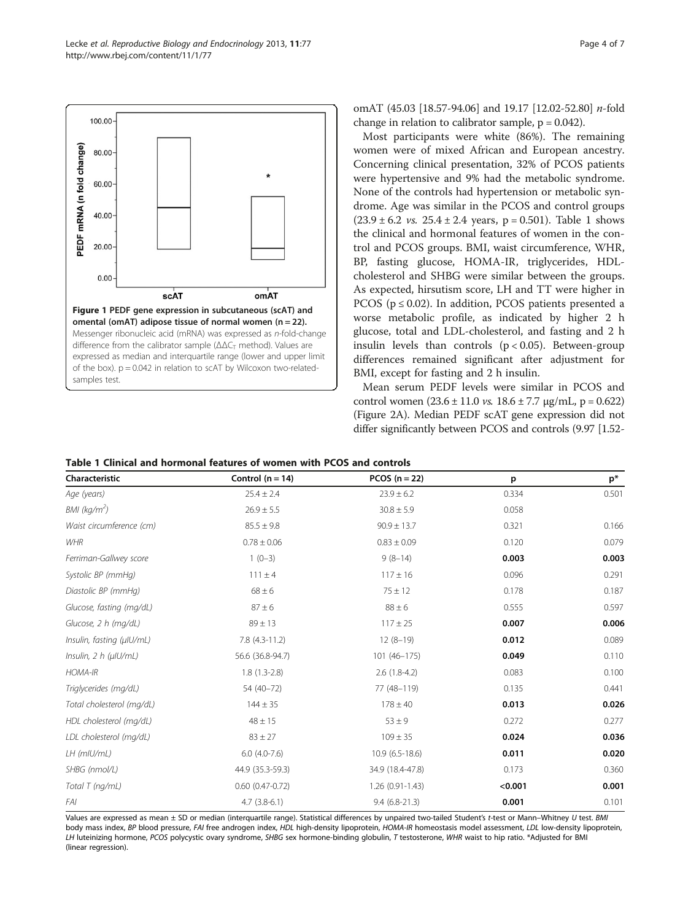**Figure 1 PEDF gene expression in subcutaneous (scAT) and omental (omAT) adipose tissue of normal women (n = 22).** Messenger ribonucleic acid (mRNA) was expressed as *n*-fold-change difference from the calibrator sample ($\Delta\Delta C_T$ method). Values are expressed as median and interquartile range (lower and upper limit of the box). p = 0.042 in relation to scAT by Wilcoxon two-related-samples test.

omAT (45.03 [18.57-94.06] and 19.17 [12.02-52.80] *n*-fold change in relation to calibrator sample, p = 0.042).

Most participants were white (86%). The remaining women were of mixed African and European ancestry. Concerning clinical presentation, 32% of PCOS patients were hypertensive and 9% had the metabolic syndrome. None of the controls had hypertension or metabolic syndrome. Age was similar in the PCOS and control groups (23.9 ± 6.2 *vs.* 25.4 ± 2.4 years, p = 0.501). Table 1 shows the clinical and hormonal features of women in the control and PCOS groups. BMI, waist circumference, WHR, BP, fasting glucose, HOMA-IR, triglycerides, HDL-cholesterol and SHBG were similar between the groups. As expected, hirsutism score, LH and TT were higher in PCOS (p ≤ 0.02). In addition, PCOS patients presented a worse metabolic profile, as indicated by higher 2 h glucose, total and LDL-cholesterol, and fasting and 2 h insulin levels than controls (p < 0.05). Between-group differences remained significant after adjustment for BMI, except for fasting and 2 h insulin.

Mean serum PEDF levels were similar in PCOS and control women (23.6 ± 11.0 *vs.* 18.6 ± 7.7 μg/mL, p = 0.622) (Figure 2A). Median PEDF scAT gene expression did not differ significantly between PCOS and controls (9.97 [1.52-

**Table 1 Clinical and hormonal features of women with PCOS and controls**

| Characteristic | Control (n = 14) | PCOS (n = 22) | p | p* |
|---|---|---|---|---|
| *Age (years)* | 25.4 ± 2.4 | 23.9 ± 6.2 | 0.334 | 0.501 |
| *BMI (kg/m²)* | 26.9 ± 5.5 | 30.8 ± 5.9 | 0.058 | |
| *Waist circumference (cm)* | 85.5 ± 9.8 | 90.9 ± 13.7 | 0.321 | 0.166 |
| *WHR* | 0.78 ± 0.06 | 0.83 ± 0.09 | 0.120 | 0.079 |
| *Ferriman-Gallwey score* | 1 (0–3) | 9 (8–14) | **0.003** | **0.003** |
| *Systolic BP (mmHg)* | 111 ± 4 | 117 ± 16 | 0.096 | 0.291 |
| *Diastolic BP (mmHg)* | 68 ± 6 | 75 ± 12 | 0.178 | 0.187 |
| *Glucose, fasting (mg/dL)* | 87 ± 6 | 88 ± 6 | 0.555 | 0.597 |
| *Glucose, 2 h (mg/dL)* | 89 ± 13 | 117 ± 25 | **0.007** | **0.006** |
| *Insulin, fasting (μIU/mL)* | 7.8 (4.3-11.2) | 12 (8–19) | **0.012** | 0.089 |
| *Insulin, 2 h (μIU/mL)* | 56.6 (36.8-94.7) | 101 (46–175) | **0.049** | 0.110 |
| *HOMA-IR* | 1.8 (1.3-2.8) | 2.6 (1.8-4.2) | 0.083 | 0.100 |
| *Triglycerides (mg/dL)* | 54 (40–72) | 77 (48–119) | 0.135 | 0.441 |
| *Total cholesterol (mg/dL)* | 144 ± 35 | 178 ± 40 | **0.013** | **0.026** |
| *HDL cholesterol (mg/dL)* | 48 ± 15 | 53 ± 9 | 0.272 | 0.277 |
| *LDL cholesterol (mg/dL)* | 83 ± 27 | 109 ± 35 | **0.024** | **0.036** |
| *LH (mIU/mL)* | 6.0 (4.0-7.6) | 10.9 (6.5-18.6) | **0.011** | **0.020** |
| *SHBG (nmol/L)* | 44.9 (35.3-59.3) | 34.9 (18.4-47.8) | 0.173 | 0.360 |
| *Total T (ng/mL)* | 0.60 (0.47-0.72) | 1.26 (0.91-1.43) | **<0.001** | **0.001** |
| *FAI* | 4.7 (3.8-6.1) | 9.4 (6.8-21.3) | **0.001** | 0.101 |

Values are expressed as mean ± SD or median (interquartile range). Statistical differences by unpaired two-tailed Student's *t*-test or Mann–Whitney *U* test. *BMI* body mass index, *BP* blood pressure, *FAI* free androgen index, *HDL* high-density lipoprotein, *HOMA-IR* homeostasis model assessment, *LDL* low-density lipoprotein, *LH* luteinizing hormone, *PCOS* polycystic ovary syndrome, *SHBG* sex hormone-binding globulin, *T* testosterone, *WHR* waist to hip ratio. *Adjusted for BMI (linear regression).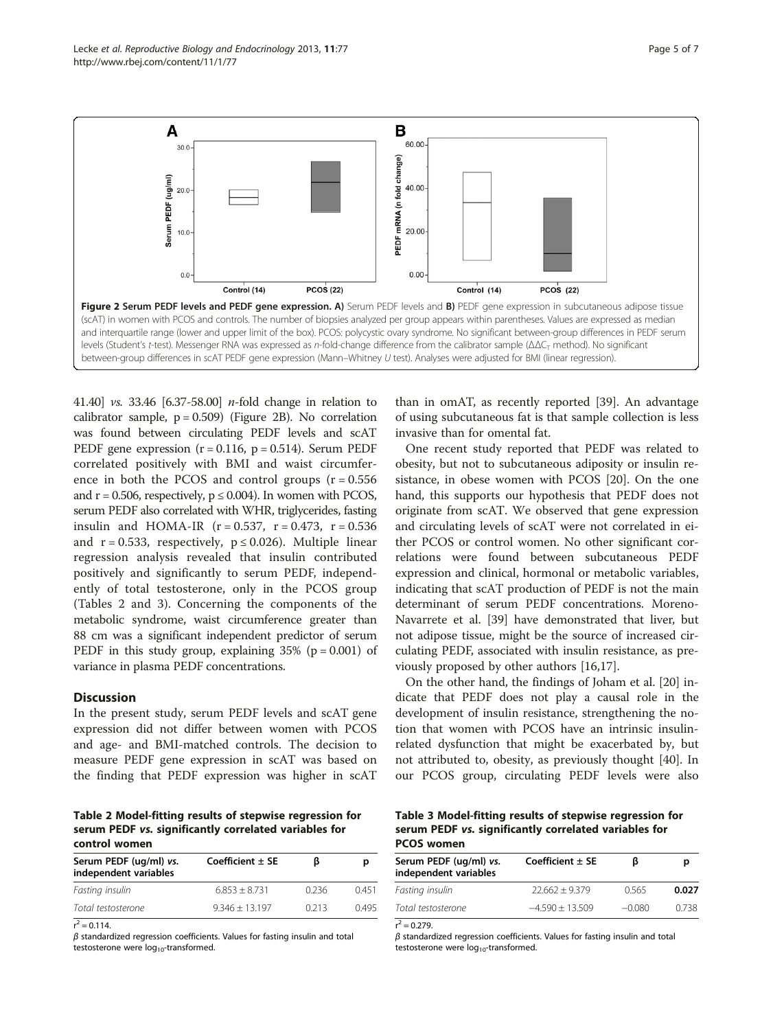**Figure 2 Serum PEDF levels and PEDF gene expression. A)** Serum PEDF levels and **B)** PEDF gene expression in subcutaneous adipose tissue (scAT) in women with PCOS and controls. The number of biopsies analyzed per group appears within parentheses. Values are expressed as median and interquartile range (lower and upper limit of the box). PCOS: polycystic ovary syndrome. No significant between-group differences in PEDF serum levels (Student's *t*-test). Messenger RNA was expressed as *n*-fold-change difference from the calibrator sample ($\Delta\Delta C_T$ method). No significant between-group differences in scAT PEDF gene expression (Mann–Whitney *U* test). Analyses were adjusted for BMI (linear regression).

41.40] *vs.* 33.46 [6.37-58.00] *n*-fold change in relation to calibrator sample, $p = 0.509$) (Figure 2B). No correlation was found between circulating PEDF levels and scAT PEDF gene expression ($r = 0.116$, $p = 0.514$). Serum PEDF correlated positively with BMI and waist circumference in both the PCOS and control groups ($r = 0.556$ and $r = 0.506$, respectively, $p \leq 0.004$). In women with PCOS, serum PEDF also correlated with WHR, triglycerides, fasting insulin and HOMA-IR ($r = 0.537$, $r = 0.473$, $r = 0.536$ and $r = 0.533$, respectively, $p \leq 0.026$). Multiple linear regression analysis revealed that insulin contributed positively and significantly to serum PEDF, independently of total testosterone, only in the PCOS group (Tables 2 and 3). Concerning the components of the metabolic syndrome, waist circumference greater than 88 cm was a significant independent predictor of serum PEDF in this study group, explaining 35% ($p = 0.001$) of variance in plasma PEDF concentrations.

## Discussion

In the present study, serum PEDF levels and scAT gene expression did not differ between women with PCOS and age- and BMI-matched controls. The decision to measure PEDF gene expression in scAT was based on the finding that PEDF expression was higher in scAT than in omAT, as recently reported [39]. An advantage of using subcutaneous fat is that sample collection is less invasive than for omental fat.

One recent study reported that PEDF was related to obesity, but not to subcutaneous adiposity or insulin resistance, in obese women with PCOS [20]. On the one hand, this supports our hypothesis that PEDF does not originate from scAT. We observed that gene expression and circulating levels of scAT were not correlated in either PCOS or control women. No other significant correlations were found between subcutaneous PEDF expression and clinical, hormonal or metabolic variables, indicating that scAT production of PEDF is not the main determinant of serum PEDF concentrations. Moreno-Navarrete et al. [39] have demonstrated that liver, but not adipose tissue, might be the source of increased circulating PEDF, associated with insulin resistance, as previously proposed by other authors [16,17].

On the other hand, the findings of Joham et al. [20] indicate that PEDF does not play a causal role in the development of insulin resistance, strengthening the notion that women with PCOS have an intrinsic insulin-related dysfunction that might be exacerbated by, but not attributed to, obesity, as previously thought [40]. In our PCOS group, circulating PEDF levels were also

**Table 2 Model-fitting results of stepwise regression for serum PEDF *vs.* significantly correlated variables for control women**

| Serum PEDF (ug/ml) *vs.* independent variables | Coefficient ± SE | β | p |
|---|---|---|---|
| *Fasting insulin* | 6.853 ± 8.731 | 0.236 | 0.451 |
| *Total testosterone* | 9.346 ± 13.197 | 0.213 | 0.495 |

$r^2 = 0.114$.

β standardized regression coefficients. Values for fasting insulin and total testosterone were $\log_{10}$-transformed.

**Table 3 Model-fitting results of stepwise regression for serum PEDF *vs.* significantly correlated variables for PCOS women**

| Serum PEDF (ug/ml) *vs.* independent variables | Coefficient ± SE | β | p |
|---|---|---|---|
| *Fasting insulin* | 22.662 ± 9.379 | 0.565 | **0.027** |
| *Total testosterone* | −4.590 ± 13.509 | −0.080 | 0.738 |

$r^2 = 0.279$.

β standardized regression coefficients. Values for fasting insulin and total testosterone were $\log_{10}$-transformed.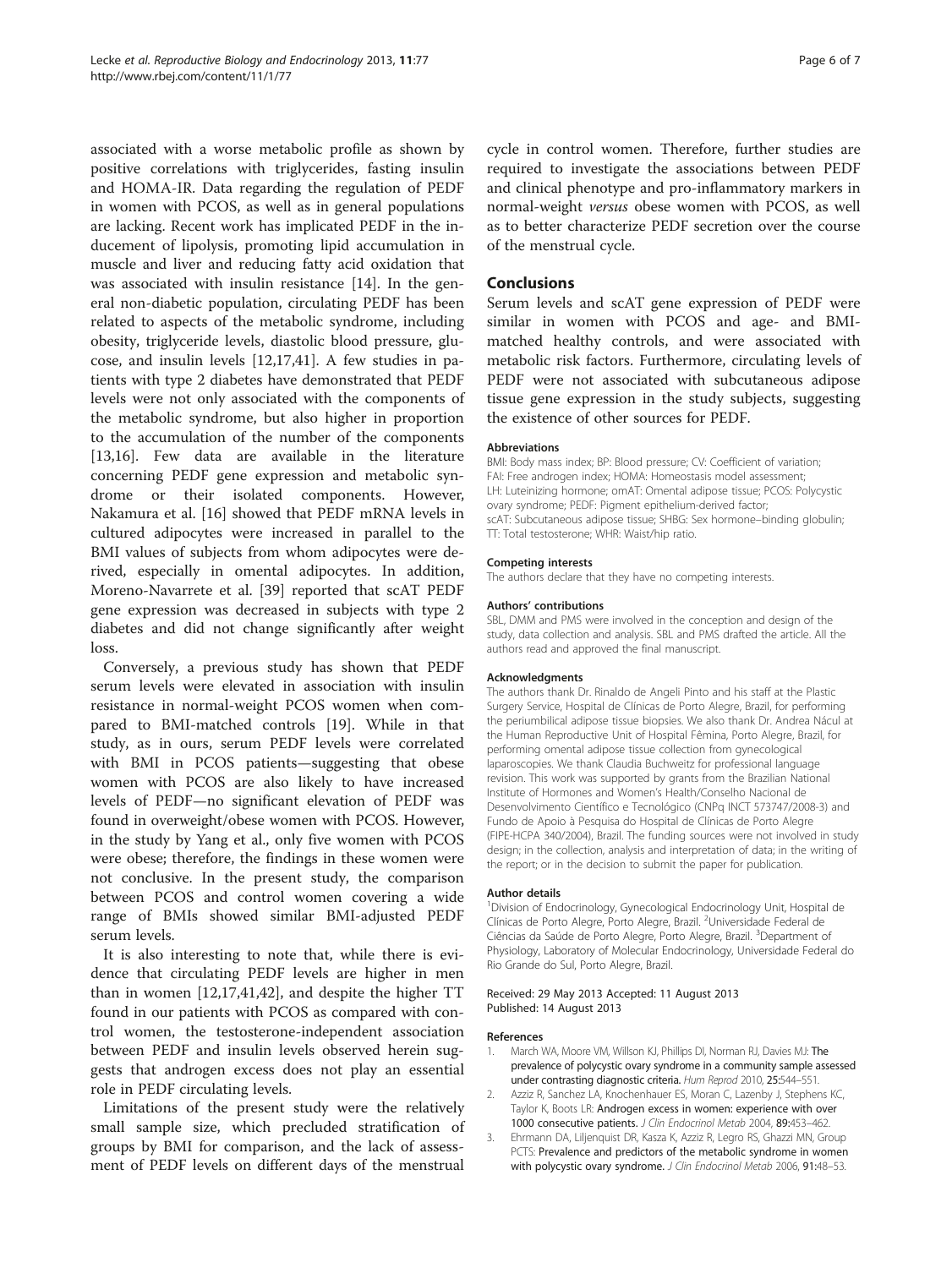associated with a worse metabolic profile as shown by positive correlations with triglycerides, fasting insulin and HOMA-IR. Data regarding the regulation of PEDF in women with PCOS, as well as in general populations are lacking. Recent work has implicated PEDF in the inducement of lipolysis, promoting lipid accumulation in muscle and liver and reducing fatty acid oxidation that was associated with insulin resistance [14]. In the general non-diabetic population, circulating PEDF has been related to aspects of the metabolic syndrome, including obesity, triglyceride levels, diastolic blood pressure, glucose, and insulin levels [12,17,41]. A few studies in patients with type 2 diabetes have demonstrated that PEDF levels were not only associated with the components of the metabolic syndrome, but also higher in proportion to the accumulation of the number of the components [13,16]. Few data are available in the literature concerning PEDF gene expression and metabolic syndrome or their isolated components. However, Nakamura et al. [16] showed that PEDF mRNA levels in cultured adipocytes were increased in parallel to the BMI values of subjects from whom adipocytes were derived, especially in omental adipocytes. In addition, Moreno-Navarrete et al. [39] reported that scAT PEDF gene expression was decreased in subjects with type 2 diabetes and did not change significantly after weight loss.

Conversely, a previous study has shown that PEDF serum levels were elevated in association with insulin resistance in normal-weight PCOS women when compared to BMI-matched controls [19]. While in that study, as in ours, serum PEDF levels were correlated with BMI in PCOS patients—suggesting that obese women with PCOS are also likely to have increased levels of PEDF—no significant elevation of PEDF was found in overweight/obese women with PCOS. However, in the study by Yang et al., only five women with PCOS were obese; therefore, the findings in these women were not conclusive. In the present study, the comparison between PCOS and control women covering a wide range of BMIs showed similar BMI-adjusted PEDF serum levels.

It is also interesting to note that, while there is evidence that circulating PEDF levels are higher in men than in women [12,17,41,42], and despite the higher TT found in our patients with PCOS as compared with control women, the testosterone-independent association between PEDF and insulin levels observed herein suggests that androgen excess does not play an essential role in PEDF circulating levels.

Limitations of the present study were the relatively small sample size, which precluded stratification of groups by BMI for comparison, and the lack of assessment of PEDF levels on different days of the menstrual cycle in control women. Therefore, further studies are required to investigate the associations between PEDF and clinical phenotype and pro-inflammatory markers in normal-weight *versus* obese women with PCOS, as well as to better characterize PEDF secretion over the course of the menstrual cycle.

## Conclusions

Serum levels and scAT gene expression of PEDF were similar in women with PCOS and age- and BMI-matched healthy controls, and were associated with metabolic risk factors. Furthermore, circulating levels of PEDF were not associated with subcutaneous adipose tissue gene expression in the study subjects, suggesting the existence of other sources for PEDF.

#### Abbreviations

BMI: Body mass index; BP: Blood pressure; CV: Coefficient of variation; FAI: Free androgen index; HOMA: Homeostasis model assessment; LH: Luteinizing hormone; omAT: Omental adipose tissue; PCOS: Polycystic ovary syndrome; PEDF: Pigment epithelium-derived factor; scAT: Subcutaneous adipose tissue; SHBG: Sex hormone–binding globulin; TT: Total testosterone; WHR: Waist/hip ratio.

#### Competing interests

The authors declare that they have no competing interests.

#### Authors' contributions

SBL, DMM and PMS were involved in the conception and design of the study, data collection and analysis. SBL and PMS drafted the article. All the authors read and approved the final manuscript.

#### Acknowledgments

The authors thank Dr. Rinaldo de Angeli Pinto and his staff at the Plastic Surgery Service, Hospital de Clínicas de Porto Alegre, Brazil, for performing the periumbilical adipose tissue biopsies. We also thank Dr. Andrea Nácul at the Human Reproductive Unit of Hospital Fêmina, Porto Alegre, Brazil, for performing omental adipose tissue collection from gynecological laparoscopies. We thank Claudia Buchweitz for professional language revision. This work was supported by grants from the Brazilian National Institute of Hormones and Women's Health/Conselho Nacional de Desenvolvimento Científico e Tecnológico (CNPq INCT 573747/2008-3) and Fundo de Apoio à Pesquisa do Hospital de Clínicas de Porto Alegre (FIPE-HCPA 340/2004), Brazil. The funding sources were not involved in study design; in the collection, analysis and interpretation of data; in the writing of the report; or in the decision to submit the paper for publication.

#### Author details

[1]Division of Endocrinology, Gynecological Endocrinology Unit, Hospital de Clínicas de Porto Alegre, Porto Alegre, Brazil. [2]Universidade Federal de Ciências da Saúde de Porto Alegre, Porto Alegre, Brazil. [3]Department of Physiology, Laboratory of Molecular Endocrinology, Universidade Federal do Rio Grande do Sul, Porto Alegre, Brazil.

Received: 29 May 2013 Accepted: 11 August 2013
Published: 14 August 2013

#### References

1. March WA, Moore VM, Willson KJ, Phillips DI, Norman RJ, Davies MJ: **The prevalence of polycystic ovary syndrome in a community sample assessed under contrasting diagnostic criteria.** *Hum Reprod* 2010, **25:**544–551.
2. Azziz R, Sanchez LA, Knochenhauer ES, Moran C, Lazenby J, Stephens KC, Taylor K, Boots LR: **Androgen excess in women: experience with over 1000 consecutive patients.** *J Clin Endocrinol Metab* 2004, **89:**453–462.
3. Ehrmann DA, Liljenquist DR, Kasza K, Azziz R, Legro RS, Ghazzi MN, Group PCTS: **Prevalence and predictors of the metabolic syndrome in women with polycystic ovary syndrome.** *J Clin Endocrinol Metab* 2006, **91:**48–53.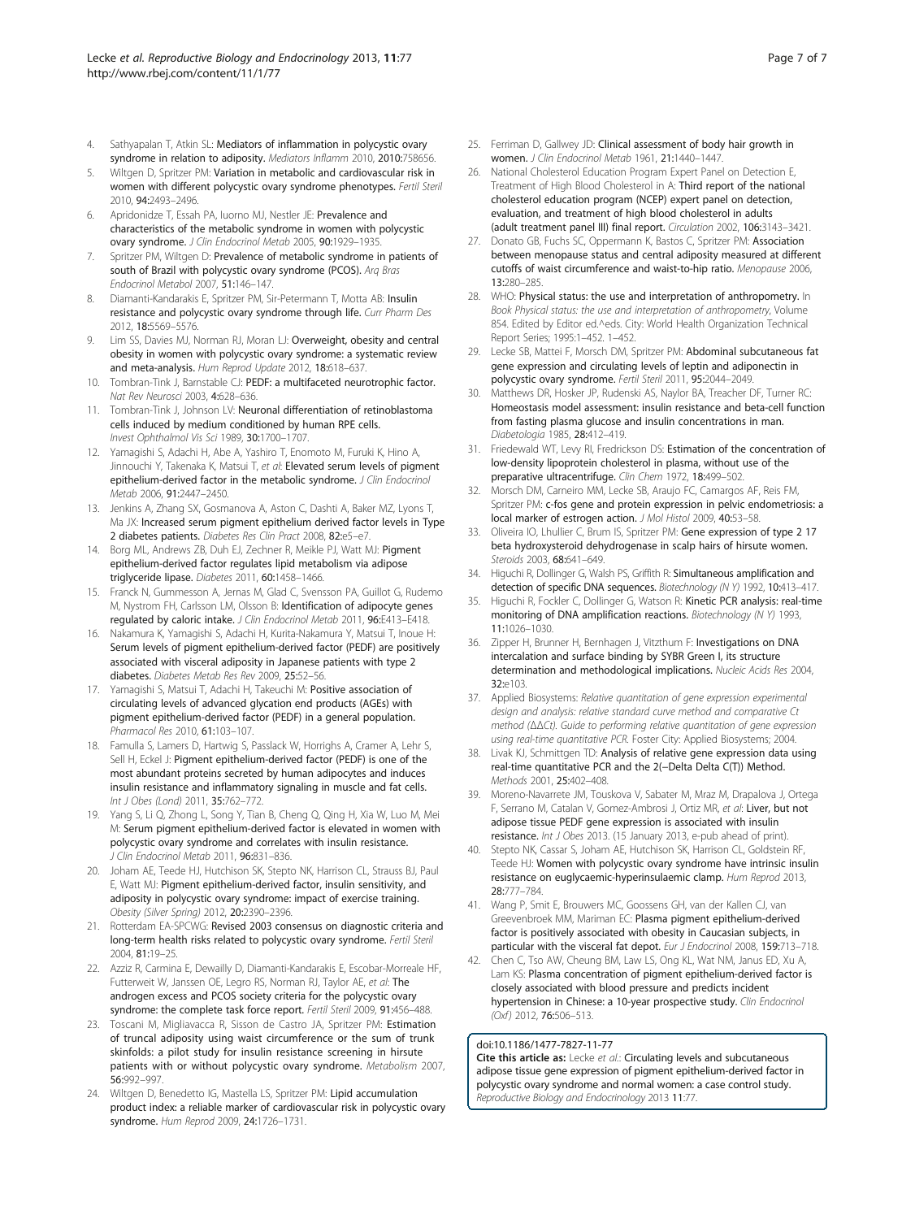4. Sathyapalan T, Atkin SL: **Mediators of inflammation in polycystic ovary syndrome in relation to adiposity.** *Mediators Inflamm* 2010, **2010:**758656.
5. Wiltgen D, Spritzer PM: **Variation in metabolic and cardiovascular risk in women with different polycystic ovary syndrome phenotypes.** *Fertil Steril* 2010, **94:**2493–2496.
6. Apridonidze T, Essah PA, Iuorno MJ, Nestler JE: **Prevalence and characteristics of the metabolic syndrome in women with polycystic ovary syndrome.** *J Clin Endocrinol Metab* 2005, **90:**1929–1935.
7. Spritzer PM, Wiltgen D: **Prevalence of metabolic syndrome in patients of south of Brazil with polycystic ovary syndrome (PCOS).** *Arq Bras Endocrinol Metabol* 2007, **51:**146–147.
8. Diamanti-Kandarakis E, Spritzer PM, Sir-Petermann T, Motta AB: **Insulin resistance and polycystic ovary syndrome through life.** *Curr Pharm Des* 2012, **18:**5569–5576.
9. Lim SS, Davies MJ, Norman RJ, Moran LJ: **Overweight, obesity and central obesity in women with polycystic ovary syndrome: a systematic review and meta-analysis.** *Hum Reprod Update* 2012, **18:**618–637.
10. Tombran-Tink J, Barnstable CJ: **PEDF: a multifaceted neurotrophic factor.** *Nat Rev Neurosci* 2003, **4:**628–636.
11. Tombran-Tink J, Johnson LV: **Neuronal differentiation of retinoblastoma cells induced by medium conditioned by human RPE cells.** *Invest Ophthalmol Vis Sci* 1989, **30:**1700–1707.
12. Yamagishi S, Adachi H, Abe A, Yashiro T, Enomoto M, Furuki K, Hino A, Jinnouchi Y, Takenaka K, Matsui T, *et al*: **Elevated serum levels of pigment epithelium-derived factor in the metabolic syndrome.** *J Clin Endocrinol Metab* 2006, **91:**2447–2450.
13. Jenkins A, Zhang SX, Gosmanova A, Aston C, Dashti A, Baker MZ, Lyons T, Ma JX: **Increased serum pigment epithelium derived factor levels in Type 2 diabetes patients.** *Diabetes Res Clin Pract* 2008, **82:**e5–e7.
14. Borg ML, Andrews ZB, Duh EJ, Zechner R, Meikle PJ, Watt MJ: **Pigment epithelium-derived factor regulates lipid metabolism via adipose triglyceride lipase.** *Diabetes* 2011, **60:**1458–1466.
15. Franck N, Gummesson A, Jernas M, Glad C, Svensson PA, Guillot G, Rudemo M, Nystrom FH, Carlsson LM, Olsson B: **Identification of adipocyte genes regulated by caloric intake.** *J Clin Endocrinol Metab* 2011, **96:**E413–E418.
16. Nakamura K, Yamagishi S, Adachi H, Kurita-Nakamura Y, Matsui T, Inoue H: **Serum levels of pigment epithelium-derived factor (PEDF) are positively associated with visceral adiposity in Japanese patients with type 2 diabetes.** *Diabetes Metab Res Rev* 2009, **25:**52–56.
17. Yamagishi S, Matsui T, Adachi H, Takeuchi M: **Positive association of circulating levels of advanced glycation end products (AGEs) with pigment epithelium-derived factor (PEDF) in a general population.** *Pharmacol Res* 2010, **61:**103–107.
18. Famulla S, Lamers D, Hartwig S, Passlack W, Horrighs A, Cramer A, Lehr S, Sell H, Eckel J: **Pigment epithelium-derived factor (PEDF) is one of the most abundant proteins secreted by human adipocytes and induces insulin resistance and inflammatory signaling in muscle and fat cells.** *Int J Obes (Lond)* 2011, **35:**762–772.
19. Yang S, Li Q, Zhong L, Song Y, Tian B, Cheng Q, Qing H, Xia W, Luo M, Mei M: **Serum pigment epithelium-derived factor is elevated in women with polycystic ovary syndrome and correlates with insulin resistance.** *J Clin Endocrinol Metab* 2011, **96:**831–836.
20. Joham AE, Teede HJ, Hutchison SK, Stepto NK, Harrison CL, Strauss BJ, Paul E, Watt MJ: **Pigment epithelium-derived factor, insulin sensitivity, and adiposity in polycystic ovary syndrome: impact of exercise training.** *Obesity (Silver Spring)* 2012, **20:**2390–2396.
21. Rotterdam EA-SPCWG: **Revised 2003 consensus on diagnostic criteria and long-term health risks related to polycystic ovary syndrome.** *Fertil Steril* 2004, **81:**19–25.
22. Azziz R, Carmina E, Dewailly D, Diamanti-Kandarakis E, Escobar-Morreale HF, Futterweit W, Janssen OE, Legro RS, Norman RJ, Taylor AE, *et al*: **The androgen excess and PCOS society criteria for the polycystic ovary syndrome: the complete task force report.** *Fertil Steril* 2009, **91:**456–488.
23. Toscani M, Migliavacca R, Sisson de Castro JA, Spritzer PM: **Estimation of truncal adiposity using waist circumference or the sum of trunk skinfolds: a pilot study for insulin resistance screening in hirsute patients with or without polycystic ovary syndrome.** *Metabolism* 2007, **56:**992–997.
24. Wiltgen D, Benedetto IG, Mastella LS, Spritzer PM: **Lipid accumulation product index: a reliable marker of cardiovascular risk in polycystic ovary syndrome.** *Hum Reprod* 2009, **24:**1726–1731.
25. Ferriman D, Gallwey JD: **Clinical assessment of body hair growth in women.** *J Clin Endocrinol Metab* 1961, **21:**1440–1447.
26. National Cholesterol Education Program Expert Panel on Detection E, Treatment of High Blood Cholesterol in A: **Third report of the national cholesterol education program (NCEP) expert panel on detection, evaluation, and treatment of high blood cholesterol in adults (adult treatment panel III) final report.** *Circulation* 2002, **106:**3143–3421.
27. Donato GB, Fuchs SC, Oppermann K, Bastos C, Spritzer PM: **Association between menopause status and central adiposity measured at different cutoffs of waist circumference and waist-to-hip ratio.** *Menopause* 2006, **13:**280–285.
28. WHO: **Physical status: the use and interpretation of anthropometry.** In *Book Physical status: the use and interpretation of anthropometry*, Volume 854. Edited by Editor ed.^eds. City: World Health Organization Technical Report Series; 1995:1–452. 1–452.
29. Lecke SB, Mattei F, Morsch DM, Spritzer PM: **Abdominal subcutaneous fat gene expression and circulating levels of leptin and adiponectin in polycystic ovary syndrome.** *Fertil Steril* 2011, **95:**2044–2049.
30. Matthews DR, Hosker JP, Rudenski AS, Naylor BA, Treacher DF, Turner RC: **Homeostasis model assessment: insulin resistance and beta-cell function from fasting plasma glucose and insulin concentrations in man.** *Diabetologia* 1985, **28:**412–419.
31. Friedewald WT, Levy RI, Fredrickson DS: **Estimation of the concentration of low-density lipoprotein cholesterol in plasma, without use of the preparative ultracentrifuge.** *Clin Chem* 1972, **18:**499–502.
32. Morsch DM, Carneiro MM, Lecke SB, Araujo FC, Camargos AF, Reis FM, Spritzer PM: **c-fos gene and protein expression in pelvic endometriosis: a local marker of estrogen action.** *J Mol Histol* 2009, **40:**53–58.
33. Oliveira IO, Lhullier C, Brum IS, Spritzer PM: **Gene expression of type 2 17 beta hydroxysteroid dehydrogenase in scalp hairs of hirsute women.** *Steroids* 2003, **68:**641–649.
34. Higuchi R, Dollinger G, Walsh PS, Griffith R: **Simultaneous amplification and detection of specific DNA sequences.** *Biotechnology (N Y)* 1992, **10:**413–417.
35. Higuchi R, Fockler C, Dollinger G, Watson R: **Kinetic PCR analysis: real-time monitoring of DNA amplification reactions.** *Biotechnology (N Y)* 1993, **11:**1026–1030.
36. Zipper H, Brunner H, Bernhagen J, Vitzthum F: **Investigations on DNA intercalation and surface binding by SYBR Green I, its structure determination and methodological implications.** *Nucleic Acids Res* 2004, **32:**e103.
37. Applied Biosystems: *Relative quantitation of gene expression experimental design and analysis: relative standard curve method and comparative Ct method (ΔΔCt). Guide to performing relative quantitation of gene expression using real-time quantitative PCR.* Foster City: Applied Biosystems; 2004.
38. Livak KJ, Schmittgen TD: **Analysis of relative gene expression data using real-time quantitative PCR and the 2(−Delta Delta C(T)) Method.** *Methods* 2001, **25:**402–408.
39. Moreno-Navarrete JM, Touskova V, Sabater M, Mraz M, Drapalova J, Ortega F, Serrano M, Catalan V, Gomez-Ambrosi J, Ortiz MR, *et al*: **Liver, but not adipose tissue PEDF gene expression is associated with insulin resistance.** *Int J Obes* 2013. (15 January 2013, e-pub ahead of print).
40. Stepto NK, Cassar S, Joham AE, Hutchison SK, Harrison CL, Goldstein RF, Teede HJ: **Women with polycystic ovary syndrome have intrinsic insulin resistance on euglycaemic-hyperinsulaemic clamp.** *Hum Reprod* 2013, **28:**777–784.
41. Wang P, Smit E, Brouwers MC, Goossens GH, van der Kallen CJ, van Greevenbroek MM, Mariman EC: **Plasma pigment epithelium-derived factor is positively associated with obesity in Caucasian subjects, in particular with the visceral fat depot.** *Eur J Endocrinol* 2008, **159:**713–718.
42. Chen C, Tso AW, Cheung BM, Law LS, Ong KL, Wat NM, Janus ED, Xu A, Lam KS: **Plasma concentration of pigment epithelium-derived factor is closely associated with blood pressure and predicts incident hypertension in Chinese: a 10-year prospective study.** *Clin Endocrinol (Oxf)* 2012, **76:**506–513.

doi:10.1186/1477-7827-11-77

**Cite this article as:** Lecke *et al.*: Circulating levels and subcutaneous adipose tissue gene expression of pigment epithelium-derived factor in polycystic ovary syndrome and normal women: a case control study. *Reproductive Biology and Endocrinology* 2013 11:77.